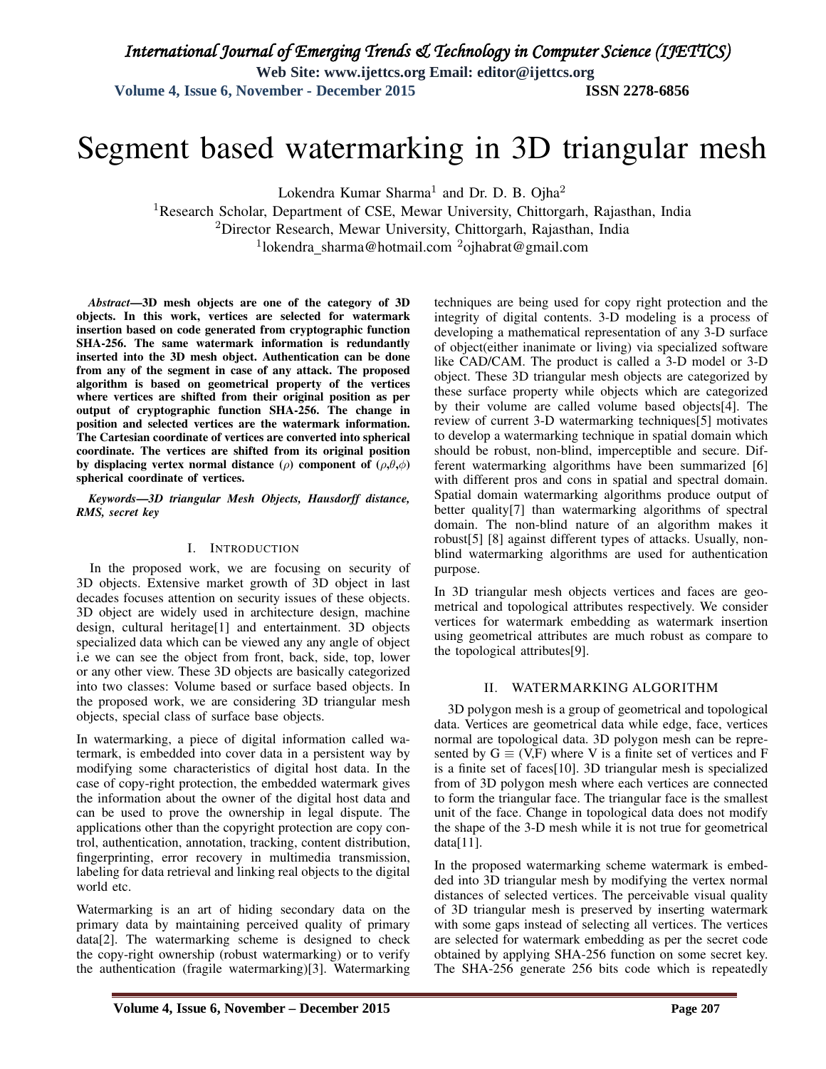# Segment based watermarking in 3D triangular mesh

Lokendra Kumar Sharma[1] and Dr. D. B. Ojha[2]

[1]Research Scholar, Department of CSE, Mewar University, Chittorgarh, Rajasthan, India
[2]Director Research, Mewar University, Chittorgarh, Rajasthan, India
[1]lokendra_sharma@hotmail.com [2]ojhabrat@gmail.com

***Abstract*—3D mesh objects are one of the category of 3D objects. In this work, vertices are selected for watermark insertion based on code generated from cryptographic function SHA-256. The same watermark information is redundantly inserted into the 3D mesh object. Authentication can be done from any of the segment in case of any attack. The proposed algorithm is based on geometrical property of the vertices where vertices are shifted from their original position as per output of cryptographic function SHA-256. The change in position and selected vertices are the watermark information. The Cartesian coordinate of vertices are converted into spherical coordinate. The vertices are shifted from its original position by displacing vertex normal distance ($\rho$) component of ($\rho$,$\theta$,$\phi$) spherical coordinate of vertices.**

***Keywords*—3D triangular Mesh Objects, Hausdorff distance, RMS, secret key**

## I. Introduction

In the proposed work, we are focusing on security of 3D objects. Extensive market growth of 3D object in last decades focuses attention on security issues of these objects. 3D object are widely used in architecture design, machine design, cultural heritage[1] and entertainment. 3D objects specialized data which can be viewed any any angle of object i.e we can see the object from front, back, side, top, lower or any other view. These 3D objects are basically categorized into two classes: Volume based or surface based objects. In the proposed work, we are considering 3D triangular mesh objects, special class of surface base objects.

In watermarking, a piece of digital information called watermark, is embedded into cover data in a persistent way by modifying some characteristics of digital host data. In the case of copy-right protection, the embedded watermark gives the information about the owner of the digital host data and can be used to prove the ownership in legal dispute. The applications other than the copyright protection are copy control, authentication, annotation, tracking, content distribution, fingerprinting, error recovery in multimedia transmission, labeling for data retrieval and linking real objects to the digital world etc.

Watermarking is an art of hiding secondary data on the primary data by maintaining perceived quality of primary data[2]. The watermarking scheme is designed to check the copy-right ownership (robust watermarking) or to verify the authentication (fragile watermarking)[3]. Watermarking techniques are being used for copy right protection and the integrity of digital contents. 3-D modeling is a process of developing a mathematical representation of any 3-D surface of object(either inanimate or living) via specialized software like CAD/CAM. The product is called a 3-D model or 3-D object. These 3D triangular mesh objects are categorized by these surface property while objects which are categorized by their volume are called volume based objects[4]. The review of current 3-D watermarking techniques[5] motivates to develop a watermarking technique in spatial domain which should be robust, non-blind, imperceptible and secure. Different watermarking algorithms have been summarized [6] with different pros and cons in spatial and spectral domain. Spatial domain watermarking algorithms produce output of better quality[7] than watermarking algorithms of spectral domain. The non-blind nature of an algorithm makes it robust[5] [8] against different types of attacks. Usually, non-blind watermarking algorithms are used for authentication purpose.

In 3D triangular mesh objects vertices and faces are geometrical and topological attributes respectively. We consider vertices for watermark embedding as watermark insertion using geometrical attributes are much robust as compare to the topological attributes[9].

## II. Watermarking Algorithm

3D polygon mesh is a group of geometrical and topological data. Vertices are geometrical data while edge, face, vertices normal are topological data. 3D polygon mesh can be represented by G $\equiv$ (V,F) where V is a finite set of vertices and F is a finite set of faces[10]. 3D triangular mesh is specialized from of 3D polygon mesh where each vertices are connected to form the triangular face. The triangular face is the smallest unit of the face. Change in topological data does not modify the shape of the 3-D mesh while it is not true for geometrical data[11].

In the proposed watermarking scheme watermark is embedded into 3D triangular mesh by modifying the vertex normal distances of selected vertices. The perceivable visual quality of 3D triangular mesh is preserved by inserting watermark with some gaps instead of selecting all vertices. The vertices are selected for watermark embedding as per the secret code obtained by applying SHA-256 function on some secret key. The SHA-256 generate 256 bits code which is repeatedly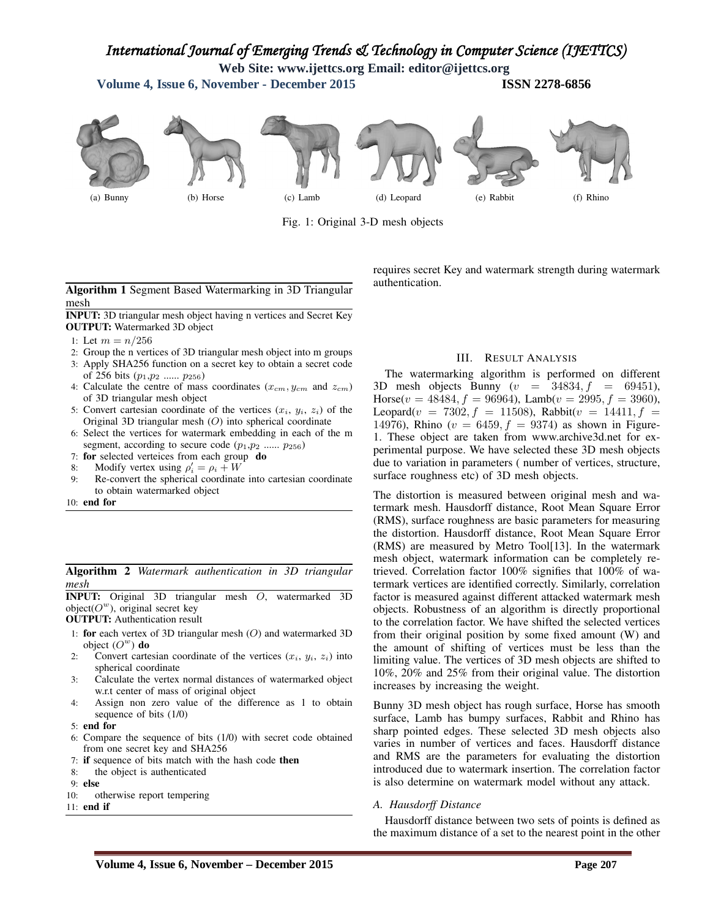(a) Bunny (b) Horse (c) Lamb (d) Leopard (e) Rabbit (f) Rhino

Fig. 1: Original 3-D mesh objects

**Algorithm 1** Segment Based Watermarking in 3D Triangular mesh

**INPUT:** 3D triangular mesh object having n vertices and Secret Key
**OUTPUT:** Watermarked 3D object

1: Let $m = n/256$
2: Group the n vertices of 3D triangular mesh object into m groups
3: Apply SHA256 function on a secret key to obtain a secret code of 256 bits ($p_1$,$p_2$ ...... $p_{256}$)
4: Calculate the centre of mass coordinates ($x_{cm}, y_{cm}$ and $z_{cm}$) of 3D triangular mesh object
5: Convert cartesian coordinate of the vertices ($x_i$, $y_i$, $z_i$) of the Original 3D triangular mesh ($O$) into spherical coordinate
6: Select the vertices for watermark embedding in each of the m segment, according to secure code ($p_1$,$p_2$ ...... $p_{256}$)
7: **for** selected verteices from each group **do**
8: Modify vertex using $\rho_i' = \rho_i + W$
9: Re-convert the spherical coordinate into cartesian coordinate to obtain watermarked object
10: **end for**

**Algorithm 2** *Watermark authentication in 3D triangular mesh*

**INPUT:** Original 3D triangular mesh $O$, watermarked 3D object($O^w$), original secret key
**OUTPUT:** Authentication result

1: **for** each vertex of 3D triangular mesh ($O$) and watermarked 3D object ($O^w$) **do**
2: Convert cartesian coordinate of the vertices ($x_i$, $y_i$, $z_i$) into spherical coordinate
3: Calculate the vertex normal distances of watermarked object w.r.t center of mass of original object
4: Assign non zero value of the difference as 1 to obtain sequence of bits (1/0)
5: **end for**
6: Compare the sequence of bits (1/0) with secret code obtained from one secret key and SHA256
7: **if** sequence of bits match with the hash code **then**
8: the object is authenticated
9: **else**
10: otherwise report tempering
11: **end if**

requires secret Key and watermark strength during watermark authentication.

## III. Result Analysis

The watermarking algorithm is performed on different 3D mesh objects Bunny ($v = 34834, f = 69451$), Horse($v = 48484, f = 96964$), Lamb($v = 2995, f = 3960$), Leopard($v = 7302, f = 11508$), Rabbit($v = 14411, f = 14976$), Rhino ($v = 6459, f = 9374$) as shown in Figure-1. These object are taken from www.archive3d.net for experimental purpose. We have selected these 3D mesh objects due to variation in parameters ( number of vertices, structure, surface roughness etc) of 3D mesh objects.

The distortion is measured between original mesh and watermark mesh. Hausdorff distance, Root Mean Square Error (RMS), surface roughness are basic parameters for measuring the distortion. Hausdorff distance, Root Mean Square Error (RMS) are measured by Metro Tool[13]. In the watermark mesh object, watermark information can be completely retrieved. Correlation factor 100% signifies that 100% of watermark vertices are identified correctly. Similarly, correlation factor is measured against different attacked watermark mesh objects. Robustness of an algorithm is directly proportional to the correlation factor. We have shifted the selected vertices from their original position by some fixed amount (W) and the amount of shifting of vertices must be less than the limiting value. The vertices of 3D mesh objects are shifted to 10%, 20% and 25% from their original value. The distortion increases by increasing the weight.

Bunny 3D mesh object has rough surface, Horse has smooth surface, Lamb has bumpy surfaces, Rabbit and Rhino has sharp pointed edges. These selected 3D mesh objects also varies in number of vertices and faces. Hausdorff distance and RMS are the parameters for evaluating the distortion introduced due to watermark insertion. The correlation factor is also determine on watermark model without any attack.

### *A. Hausdorff Distance*

Hausdorff distance between two sets of points is defined as the maximum distance of a set to the nearest point in the other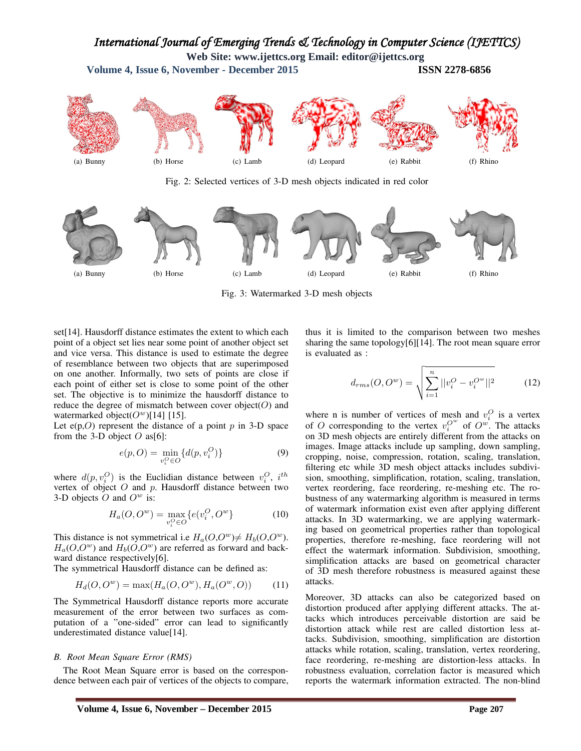(a) Bunny (b) Horse (c) Lamb (d) Leopard (e) Rabbit (f) Rhino

Fig. 2: Selected vertices of 3-D mesh objects indicated in red color

(a) Bunny (b) Horse (c) Lamb (d) Leopard (e) Rabbit (f) Rhino

Fig. 3: Watermarked 3-D mesh objects

set[14]. Hausdorff distance estimates the extent to which each point of a object set lies near some point of another object set and vice versa. This distance is used to estimate the degree of resemblance between two objects that are superimposed on one another. Informally, two sets of points are close if each point of either set is close to some point of the other set. The objective is to minimize the hausdorff distance to reduce the degree of mismatch between cover object($O$) and watermarked object($O^w$)[14] [15].

Let e(p,$O$) represent the distance of a point $p$ in 3-D space from the 3-D object $O$ as[6]:

$$e(p, O) = \min_{v_i^O \in O} \{d(p, v_i^O)\} \tag{9}$$

where $d(p, v_i^O)$ is the Euclidian distance between $v_i^O$, $i^{th}$ vertex of object $O$ and $p$. Hausdorff distance between two 3-D objects $O$ and $O^w$ is:

$$H_a(O, O^w) = \max_{v_i^O \in O} \{e(v_i^O, O^w\} \tag{10}$$

This distance is not symmetrical i.e $H_a(O,O^w) \neq H_b(O,O^w)$. $H_a(O,O^w)$ and $H_b(O,O^w)$ are referred as forward and backward distance respectively[6].

The symmetrical Hausdorff distance can be defined as:

$$H_d(O, O^w) = \max(H_a(O, O^w), H_a(O^w, O)) \tag{11}$$

The Symmetrical Hausdorff distance reports more accurate measurement of the error between two surfaces as computation of a "one-sided" error can lead to significantly underestimated distance value[14].

### *B. Root Mean Square Error (RMS)*

The Root Mean Square error is based on the correspondence between each pair of vertices of the objects to compare, thus it is limited to the comparison between two meshes sharing the same topology[6][14]. The root mean square error is evaluated as :

$$d_{rms}(O, O^w) = \sqrt{\sum_{i=1}^{n} ||v_i^O - v_i^{O^w}||^2} \tag{12}$$

where n is number of vertices of mesh and $v_i^O$ is a vertex of $O$ corresponding to the vertex $v_i^{O^w}$ of $O^w$. The attacks on 3D mesh objects are entirely different from the attacks on images. Image attacks include up sampling, down sampling, cropping, noise, compression, rotation, scaling, translation, filtering etc while 3D mesh object attacks includes subdivision, smoothing, simplification, rotation, scaling, translation, vertex reordering, face reordering, re-meshing etc. The robustness of any watermarking algorithm is measured in terms of watermark information exist even after applying different attacks. In 3D watermarking, we are applying watermarking based on geometrical properties rather than topological properties, therefore re-meshing, face reordering will not effect the watermark information. Subdivision, smoothing, simplification attacks are based on geometrical character of 3D mesh therefore robustness is measured against these attacks.

Moreover, 3D attacks can also be categorized based on distortion produced after applying different attacks. The attacks which introduces perceivable distortion are said be distortion attack while rest are called distortion less attacks. Subdivision, smoothing, simplification are distortion attacks while rotation, scaling, translation, vertex reordering, face reordering, re-meshing are distortion-less attacks. In robustness evaluation, correlation factor is measured which reports the watermark information extracted. The non-blind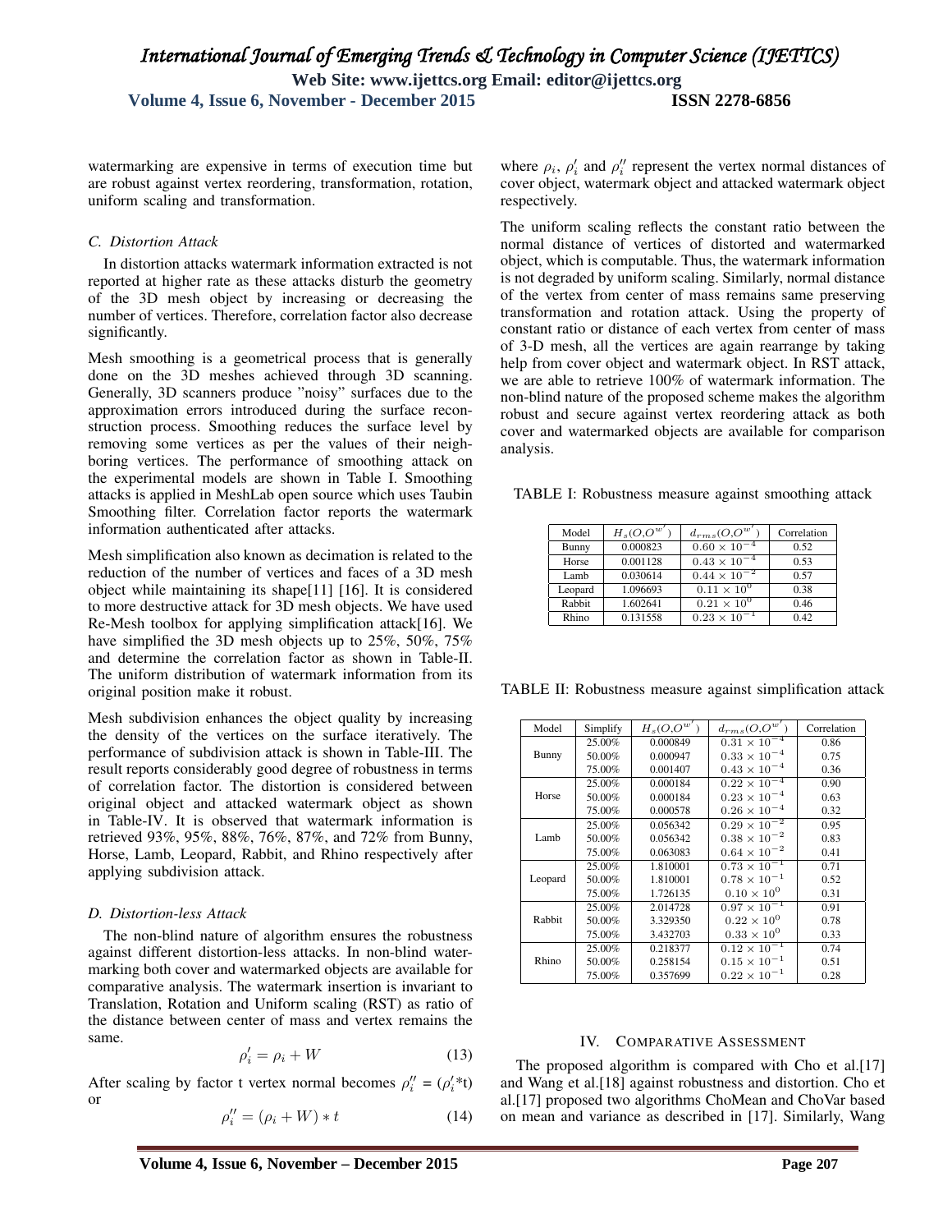watermarking are expensive in terms of execution time but are robust against vertex reordering, transformation, rotation, uniform scaling and transformation.

### C. Distortion Attack

In distortion attacks watermark information extracted is not reported at higher rate as these attacks disturb the geometry of the 3D mesh object by increasing or decreasing the number of vertices. Therefore, correlation factor also decrease significantly.

Mesh smoothing is a geometrical process that is generally done on the 3D meshes achieved through 3D scanning. Generally, 3D scanners produce "noisy" surfaces due to the approximation errors introduced during the surface reconstruction process. Smoothing reduces the surface level by removing some vertices as per the values of their neighboring vertices. The performance of smoothing attack on the experimental models are shown in Table I. Smoothing attacks is applied in MeshLab open source which uses Taubin Smoothing filter. Correlation factor reports the watermark information authenticated after attacks.

Mesh simplification also known as decimation is related to the reduction of the number of vertices and faces of a 3D mesh object while maintaining its shape[11] [16]. It is considered to more destructive attack for 3D mesh objects. We have used Re-Mesh toolbox for applying simplification attack[16]. We have simplified the 3D mesh objects up to 25%, 50%, 75% and determine the correlation factor as shown in Table-II. The uniform distribution of watermark information from its original position make it robust.

Mesh subdivision enhances the object quality by increasing the density of the vertices on the surface iteratively. The performance of subdivision attack is shown in Table-III. The result reports considerably good degree of robustness in terms of correlation factor. The distortion is considered between original object and attacked watermark object as shown in Table-IV. It is observed that watermark information is retrieved 93%, 95%, 88%, 76%, 87%, and 72% from Bunny, Horse, Lamb, Leopard, Rabbit, and Rhino respectively after applying subdivision attack.

### D. Distortion-less Attack

The non-blind nature of algorithm ensures the robustness against different distortion-less attacks. In non-blind watermarking both cover and watermarked objects are available for comparative analysis. The watermark insertion is invariant to Translation, Rotation and Uniform scaling (RST) as ratio of the distance between center of mass and vertex remains the same.

$$\rho_i' = \rho_i + W \tag{13}$$

After scaling by factor t vertex normal becomes $\rho_i'' = (\rho_i' * t)$ or

$$\rho_i'' = (\rho_i + W) * t \tag{14}$$

where $\rho_i$, $\rho_i'$ and $\rho_i''$ represent the vertex normal distances of cover object, watermark object and attacked watermark object respectively.

The uniform scaling reflects the constant ratio between the normal distance of vertices of distorted and watermarked object, which is computable. Thus, the watermark information is not degraded by uniform scaling. Similarly, normal distance of the vertex from center of mass remains same preserving transformation and rotation attack. Using the property of constant ratio or distance of each vertex from center of mass of 3-D mesh, all the vertices are again rearrange by taking help from cover object and watermark object. In RST attack, we are able to retrieve 100% of watermark information. The non-blind nature of the proposed scheme makes the algorithm robust and secure against vertex reordering attack as both cover and watermarked objects are available for comparison analysis.

TABLE I: Robustness measure against smoothing attack

| Model | $H_s(O,O^{w'})$ | $d_{rms}(O,O^{w'})$ | Correlation |
|---|---|---|---|
| Bunny | 0.000823 | $0.60 \times 10^{-4}$ | 0.52 |
| Horse | 0.001128 | $0.43 \times 10^{-4}$ | 0.53 |
| Lamb | 0.030614 | $0.44 \times 10^{-2}$ | 0.57 |
| Leopard | 1.096693 | $0.11 \times 10^{0}$ | 0.38 |
| Rabbit | 1.602641 | $0.21 \times 10^{0}$ | 0.46 |
| Rhino | 0.131558 | $0.23 \times 10^{-1}$ | 0.42 |

TABLE II: Robustness measure against simplification attack

| Model | Simplify | $H_s(O,O^{w'})$ | $d_{rms}(O,O^{w'})$ | Correlation |
|---|---|---|---|---|
| Bunny | 25.00% | 0.000849 | $0.31 \times 10^{-4}$ | 0.86 |
| | 50.00% | 0.000947 | $0.33 \times 10^{-4}$ | 0.75 |
| | 75.00% | 0.001407 | $0.43 \times 10^{-4}$ | 0.36 |
| Horse | 25.00% | 0.000184 | $0.22 \times 10^{-4}$ | 0.90 |
| | 50.00% | 0.000184 | $0.23 \times 10^{-4}$ | 0.63 |
| | 75.00% | 0.000578 | $0.26 \times 10^{-4}$ | 0.32 |
| Lamb | 25.00% | 0.056342 | $0.29 \times 10^{-2}$ | 0.95 |
| | 50.00% | 0.056342 | $0.38 \times 10^{-2}$ | 0.83 |
| | 75.00% | 0.063083 | $0.64 \times 10^{-2}$ | 0.41 |
| Leopard | 25.00% | 1.810001 | $0.73 \times 10^{-1}$ | 0.71 |
| | 50.00% | 1.810001 | $0.78 \times 10^{-1}$ | 0.52 |
| | 75.00% | 1.726135 | $0.10 \times 10^{0}$ | 0.31 |
| Rabbit | 25.00% | 2.014728 | $0.97 \times 10^{-1}$ | 0.91 |
| | 50.00% | 3.329350 | $0.22 \times 10^{0}$ | 0.78 |
| | 75.00% | 3.432703 | $0.33 \times 10^{0}$ | 0.33 |
| Rhino | 25.00% | 0.218377 | $0.12 \times 10^{-1}$ | 0.74 |
| | 50.00% | 0.258154 | $0.15 \times 10^{-1}$ | 0.51 |
| | 75.00% | 0.357699 | $0.22 \times 10^{-1}$ | 0.28 |

## IV. Comparative Assessment

The proposed algorithm is compared with Cho et al.[17] and Wang et al.[18] against robustness and distortion. Cho et al.[17] proposed two algorithms ChoMean and ChoVar based on mean and variance as described in [17]. Similarly, Wang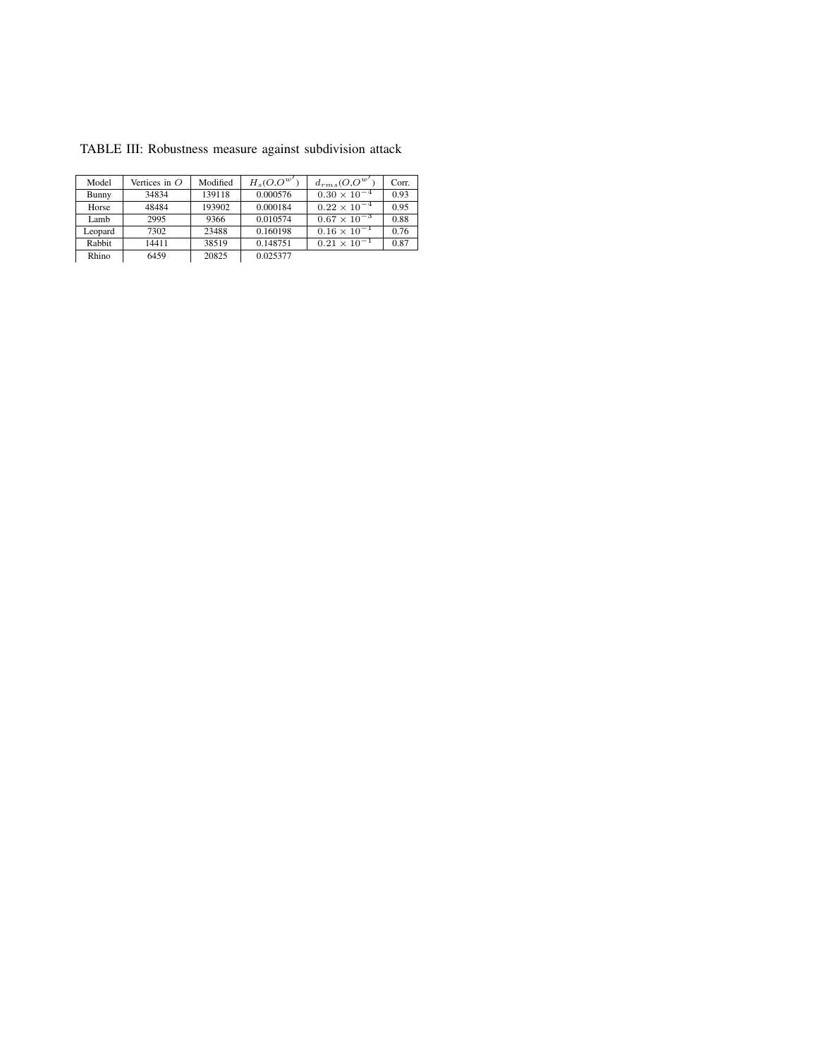TABLE III: Robustness measure against subdivision attack

| Model | Vertices in $O$ | Modified | $H_s(O,O^{w'})$ | $d_{rms}(O,O^{w'})$ | Corr. |
|---|---|---|---|---|---|
| Bunny | 34834 | 139118 | 0.000576 | $0.30 \times 10^{-4}$ | 0.93 |
| Horse | 48484 | 193902 | 0.000184 | $0.22 \times 10^{-4}$ | 0.95 |
| Lamb | 2995 | 9366 | 0.010574 | $0.67 \times 10^{-3}$ | 0.88 |
| Leopard | 7302 | 23488 | 0.160198 | $0.16 \times 10^{-1}$ | 0.76 |
| Rabbit | 14411 | 38519 | 0.148751 | $0.21 \times 10^{-1}$ | 0.87 |
| Rhino | 6459 | 20825 | 0.025377 | | |